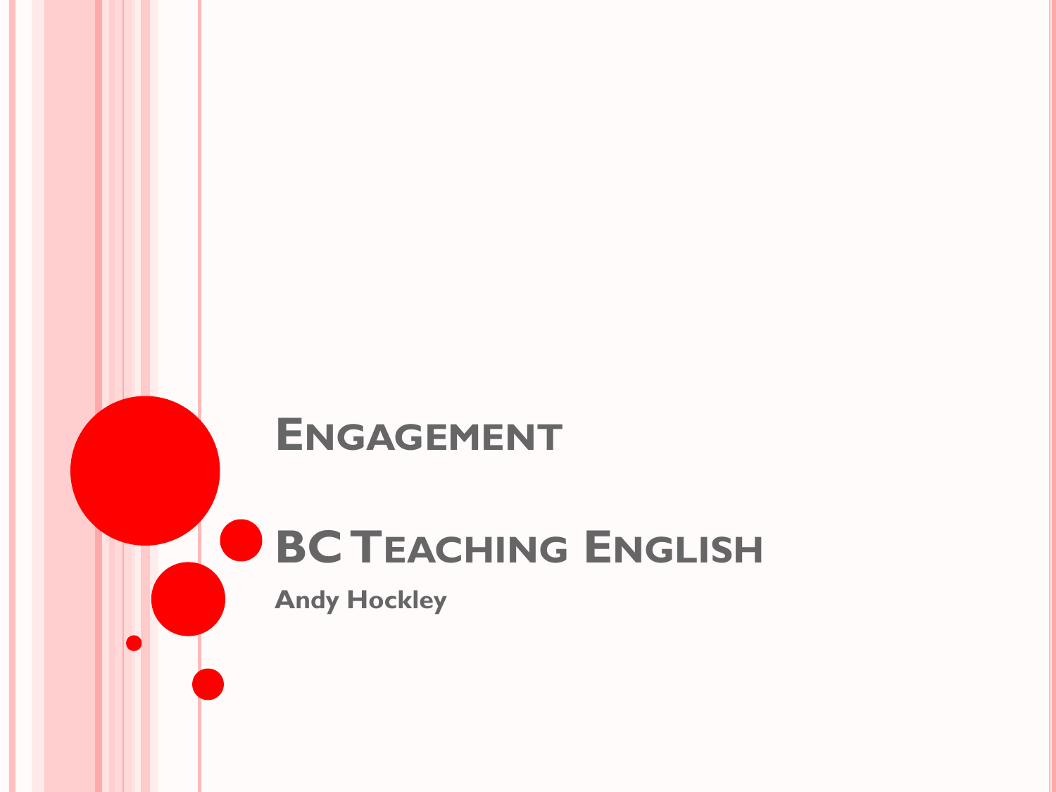# Engagement

# BC Teaching English

**Andy Hockley**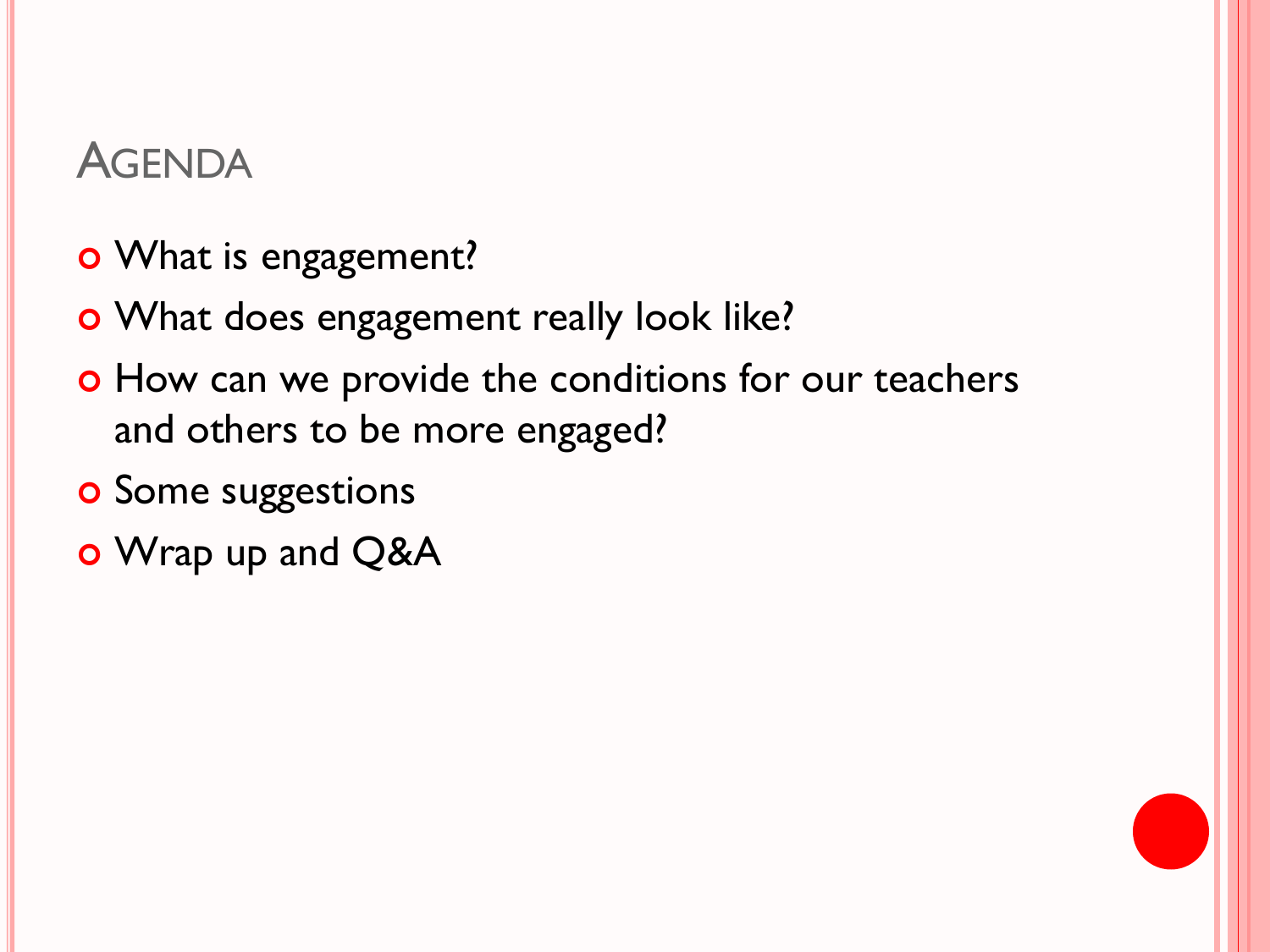# Agenda

- What is engagement?
- What does engagement really look like?
- How can we provide the conditions for our teachers and others to be more engaged?
- Some suggestions
- Wrap up and Q&A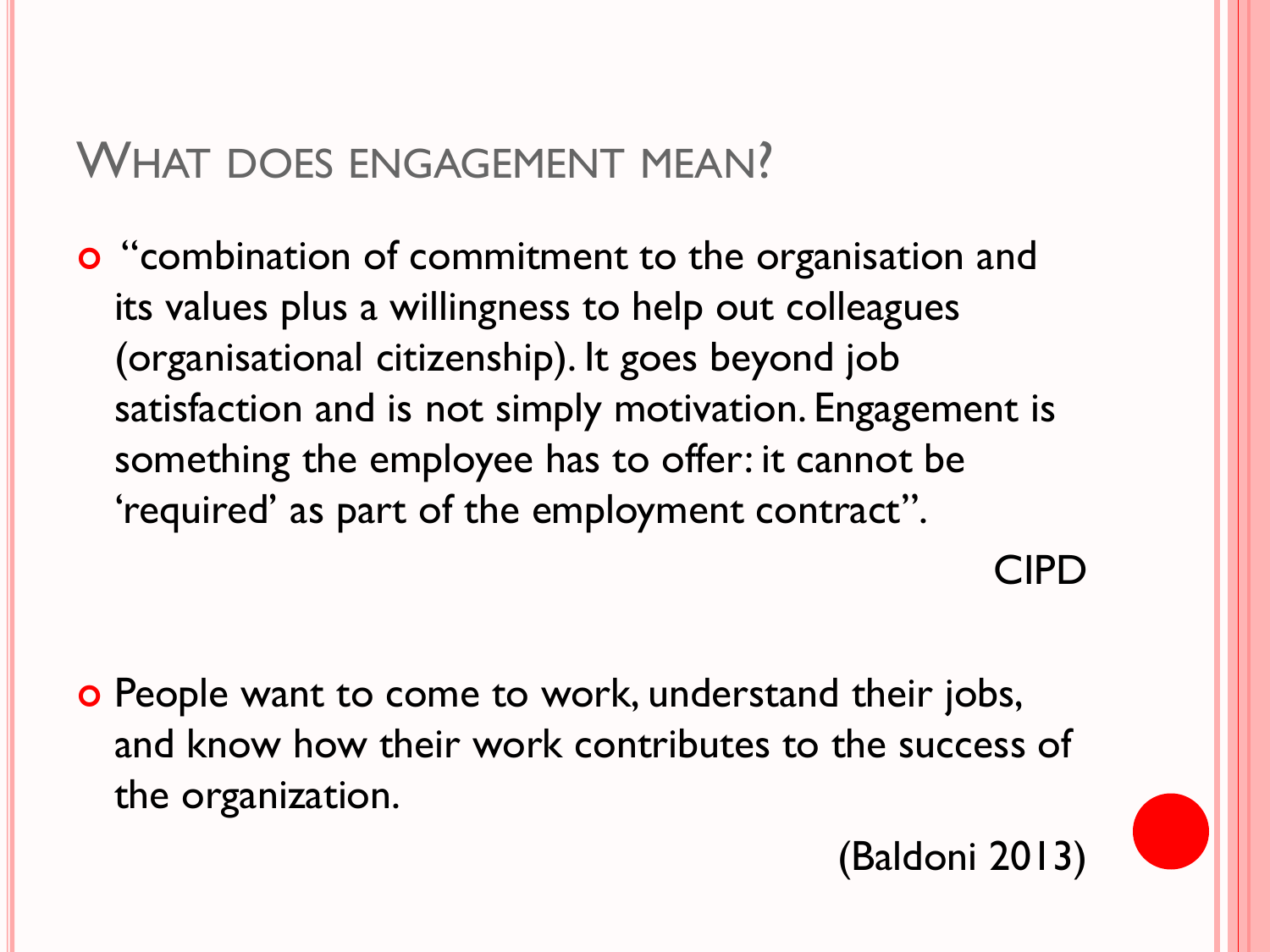## What does engagement mean?

- “combination of commitment to the organisation and its values plus a willingness to help out colleagues (organisational citizenship). It goes beyond job satisfaction and is not simply motivation. Engagement is something the employee has to offer: it cannot be ‘required’ as part of the employment contract”.

  CIPD

- People want to come to work, understand their jobs, and know how their work contributes to the success of the organization.

  (Baldoni 2013)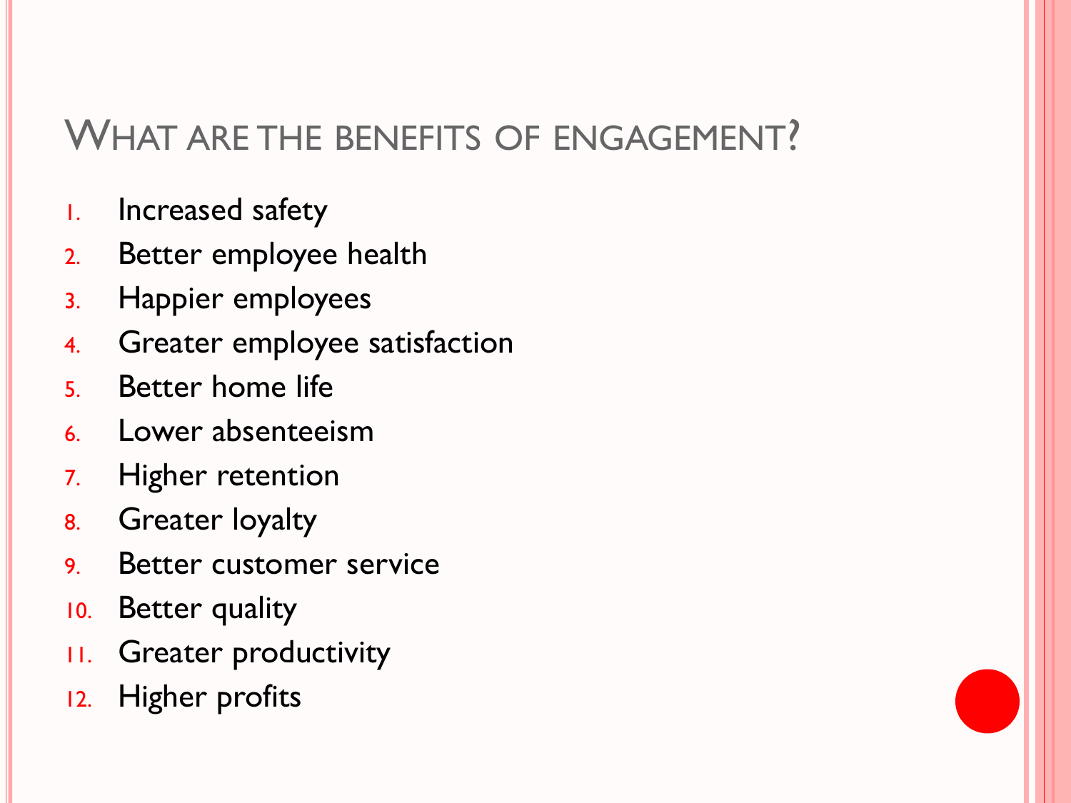## What are the benefits of engagement?

1. Increased safety
2. Better employee health
3. Happier employees
4. Greater employee satisfaction
5. Better home life
6. Lower absenteeism
7. Higher retention
8. Greater loyalty
9. Better customer service
10. Better quality
11. Greater productivity
12. Higher profits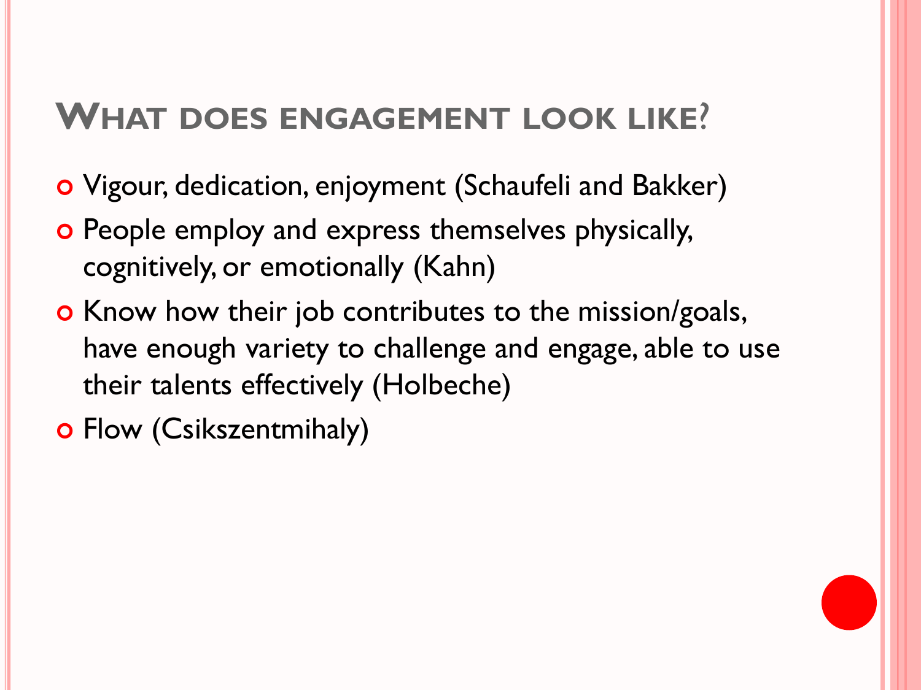# What does engagement look like?

- Vigour, dedication, enjoyment (Schaufeli and Bakker)
- People employ and express themselves physically, cognitively, or emotionally (Kahn)
- Know how their job contributes to the mission/goals, have enough variety to challenge and engage, able to use their talents effectively (Holbeche)
- Flow (Csikszentmihaly)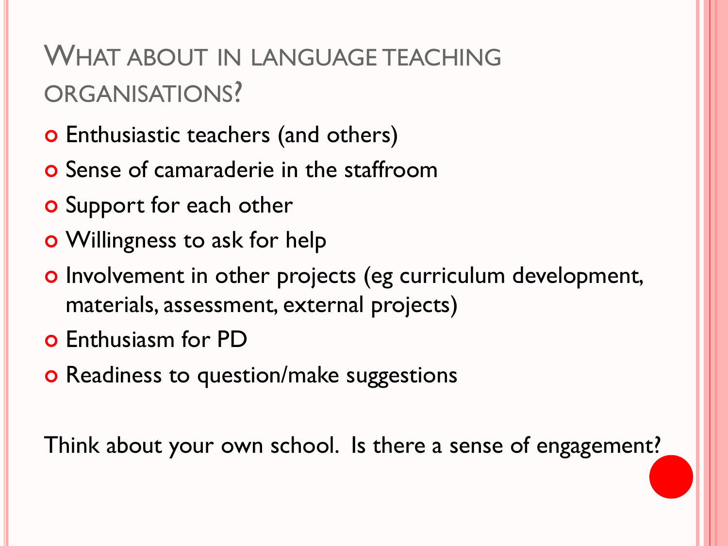# What about in language teaching organisations?

- Enthusiastic teachers (and others)
- Sense of camaraderie in the staffroom
- Support for each other
- Willingness to ask for help
- Involvement in other projects (eg curriculum development, materials, assessment, external projects)
- Enthusiasm for PD
- Readiness to question/make suggestions

Think about your own school. Is there a sense of engagement?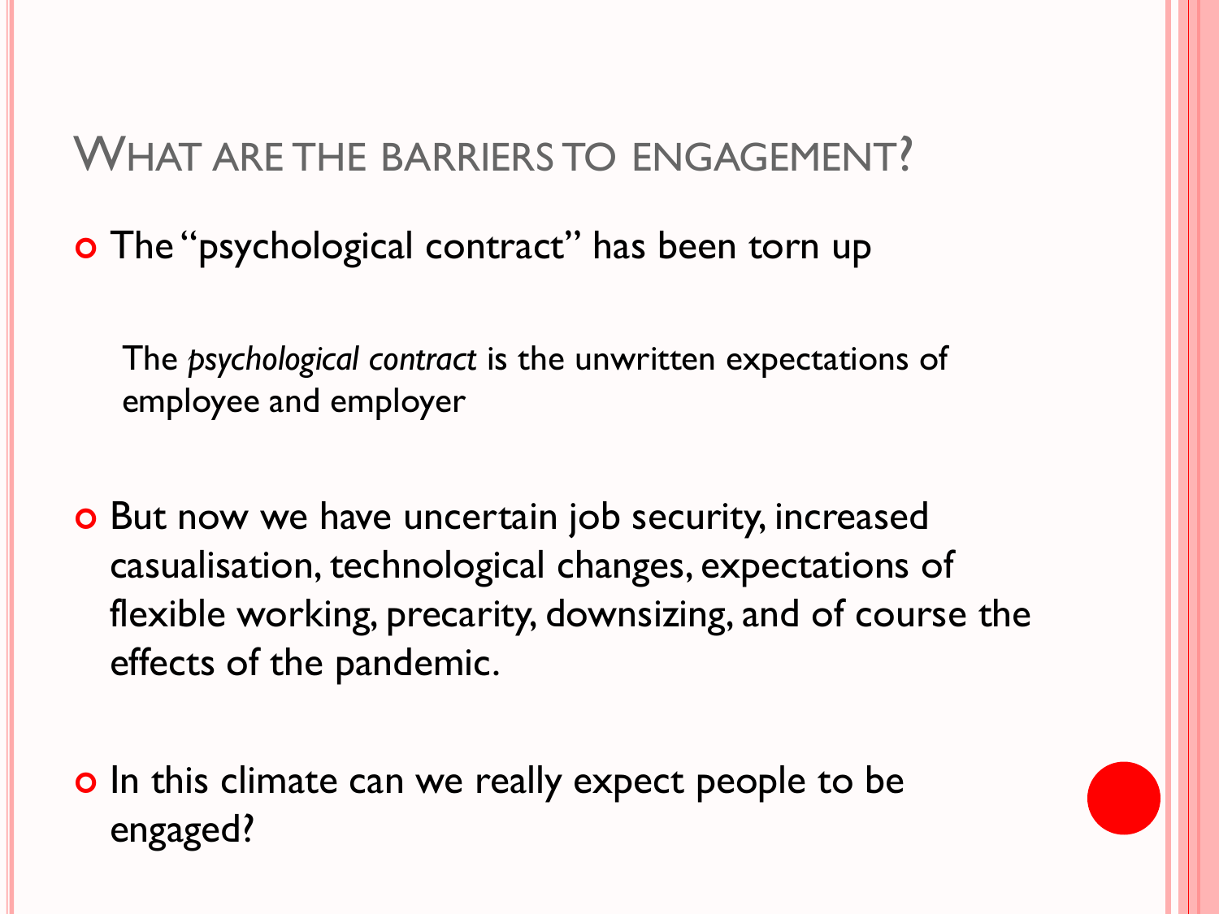# What are the barriers to engagement?

- The "psychological contract" has been torn up

  The *psychological contract* is the unwritten expectations of employee and employer

- But now we have uncertain job security, increased casualisation, technological changes, expectations of flexible working, precarity, downsizing, and of course the effects of the pandemic.

- In this climate can we really expect people to be engaged?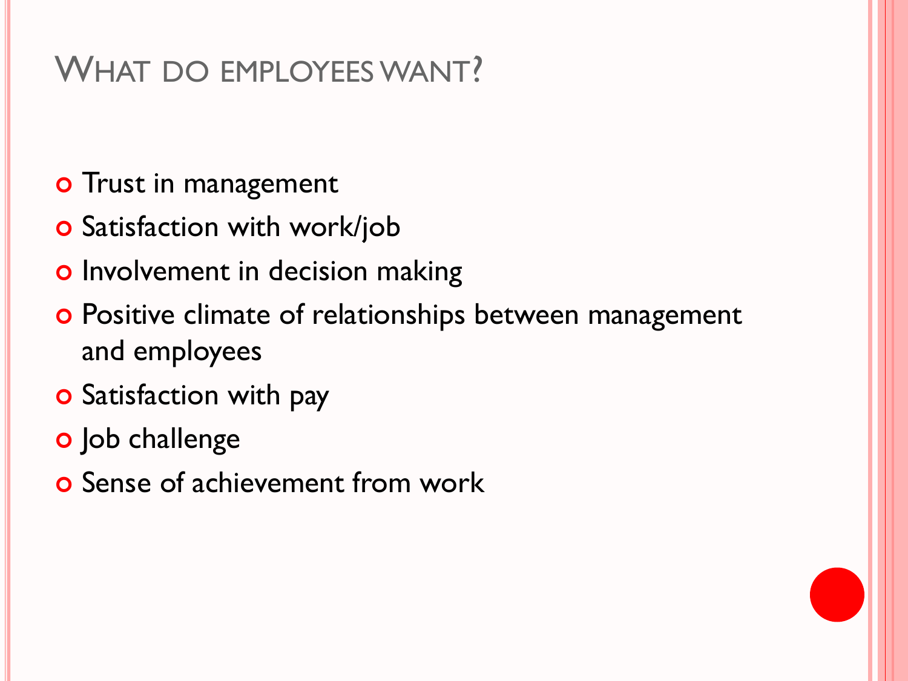# What do employees want?

- Trust in management
- Satisfaction with work/job
- Involvement in decision making
- Positive climate of relationships between management and employees
- Satisfaction with pay
- Job challenge
- Sense of achievement from work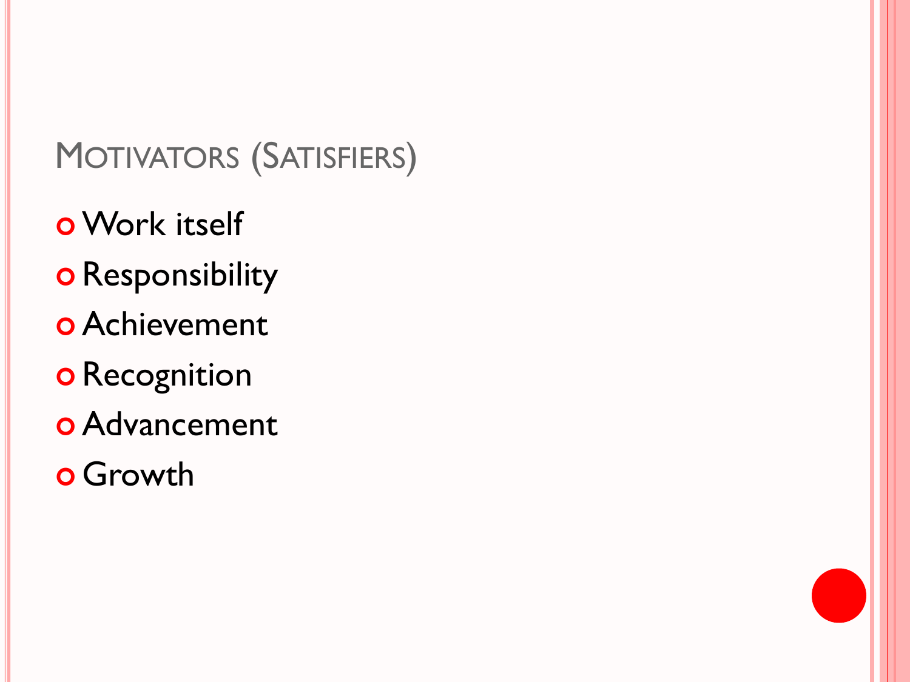## Motivators (Satisfiers)

- Work itself
- Responsibility
- Achievement
- Recognition
- Advancement
- Growth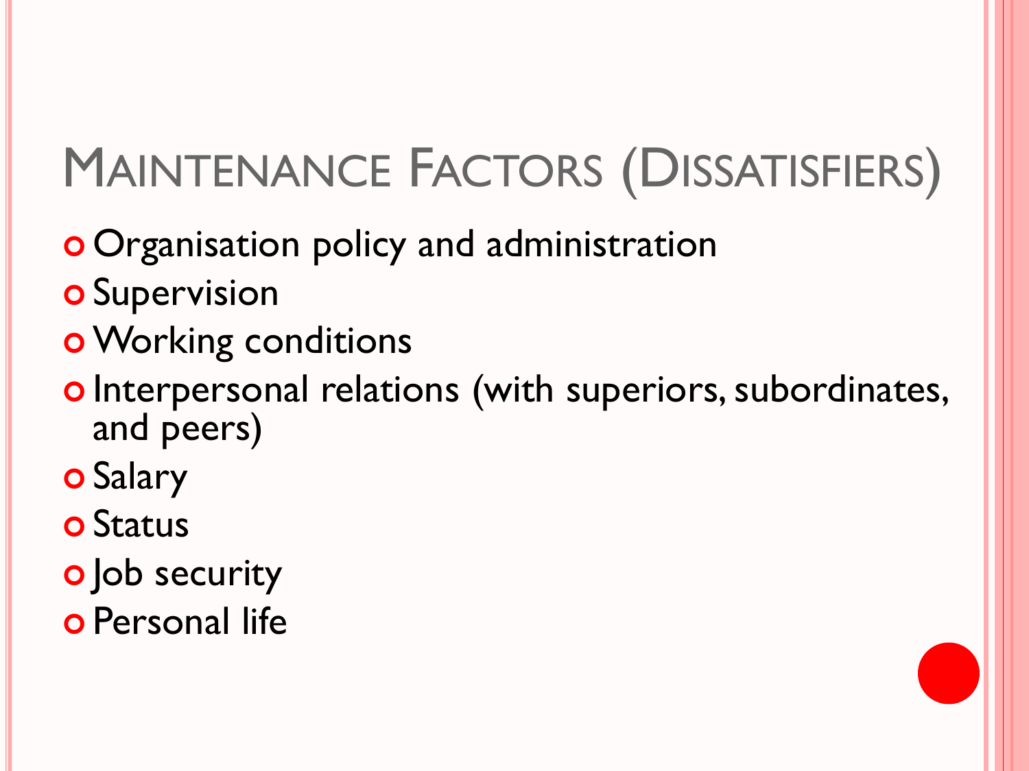# Maintenance Factors (Dissatisfiers)

- Organisation policy and administration
- Supervision
- Working conditions
- Interpersonal relations (with superiors, subordinates, and peers)
- Salary
- Status
- Job security
- Personal life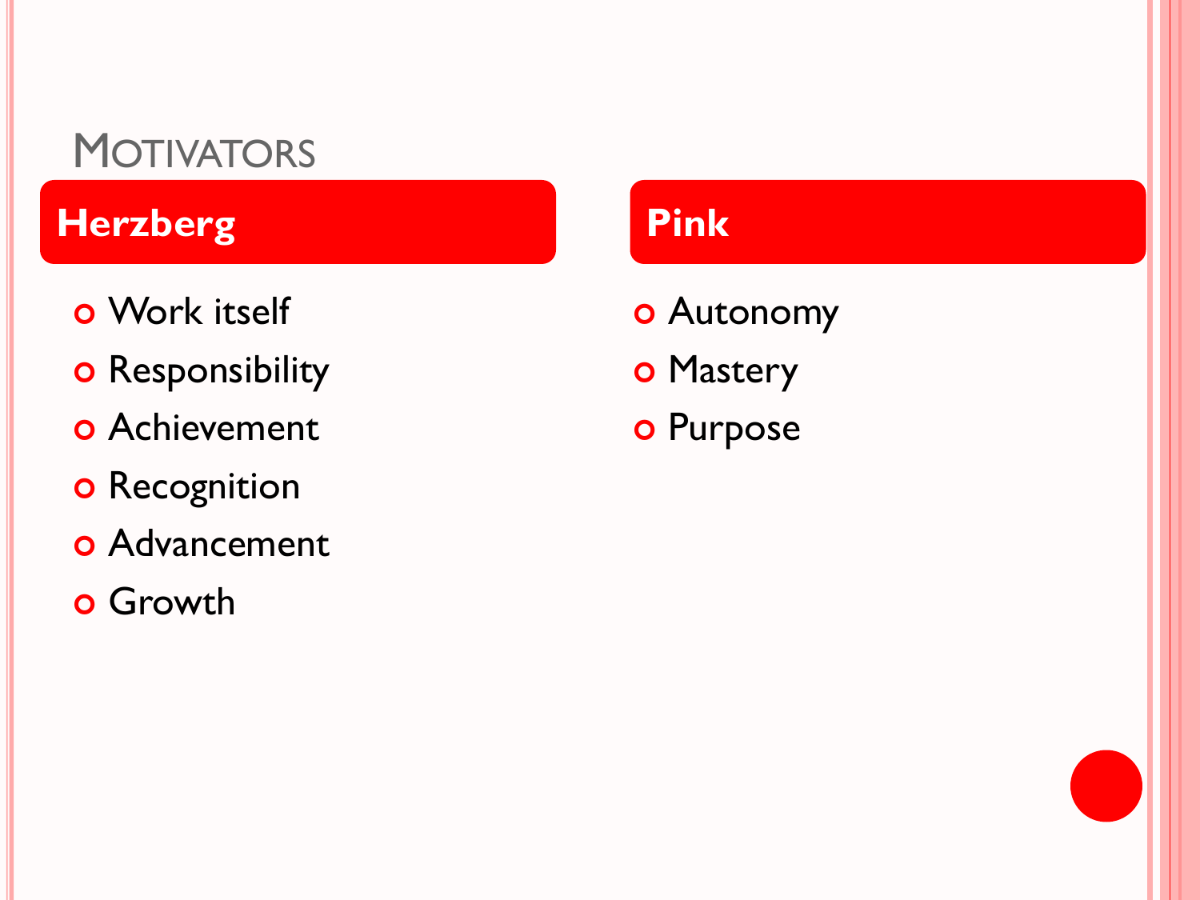# Motivators

## Herzberg

- Work itself
- Responsibility
- Achievement
- Recognition
- Advancement
- Growth

## Pink

- Autonomy
- Mastery
- Purpose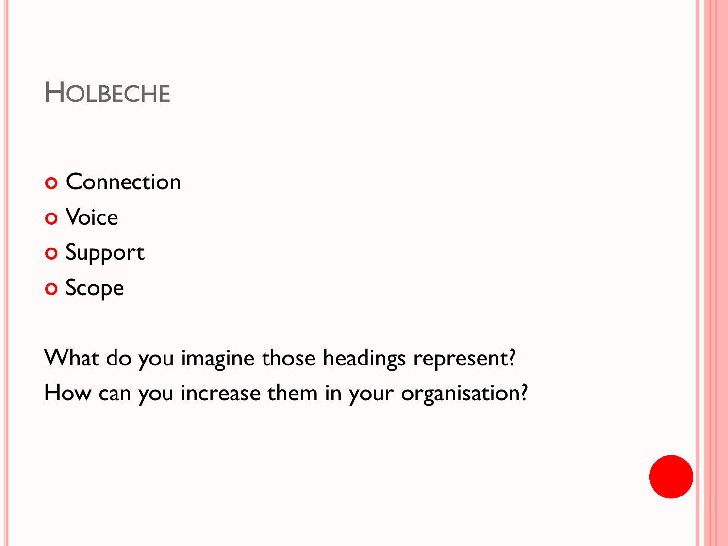# Holbeche

- Connection
- Voice
- Support
- Scope

What do you imagine those headings represent?

How can you increase them in your organisation?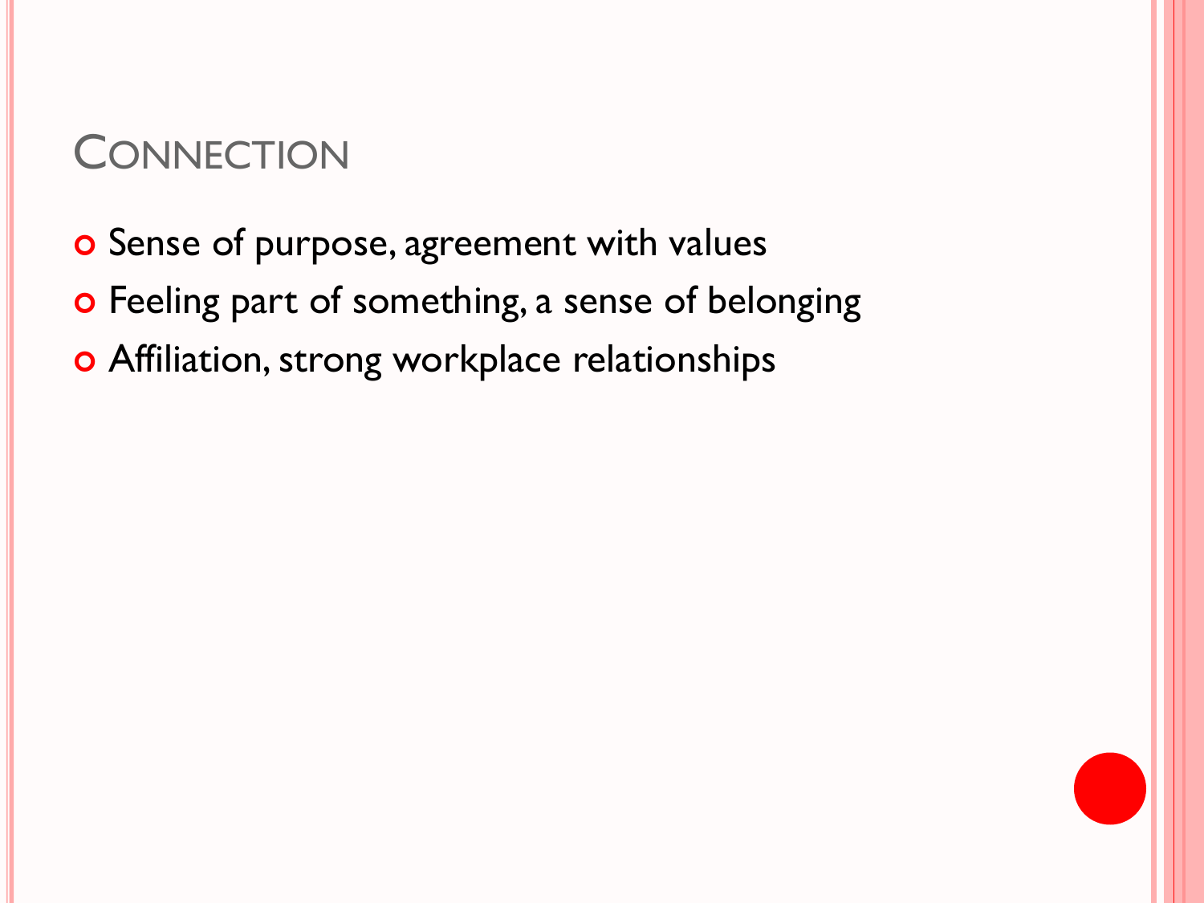## Connection

- Sense of purpose, agreement with values
- Feeling part of something, a sense of belonging
- Affiliation, strong workplace relationships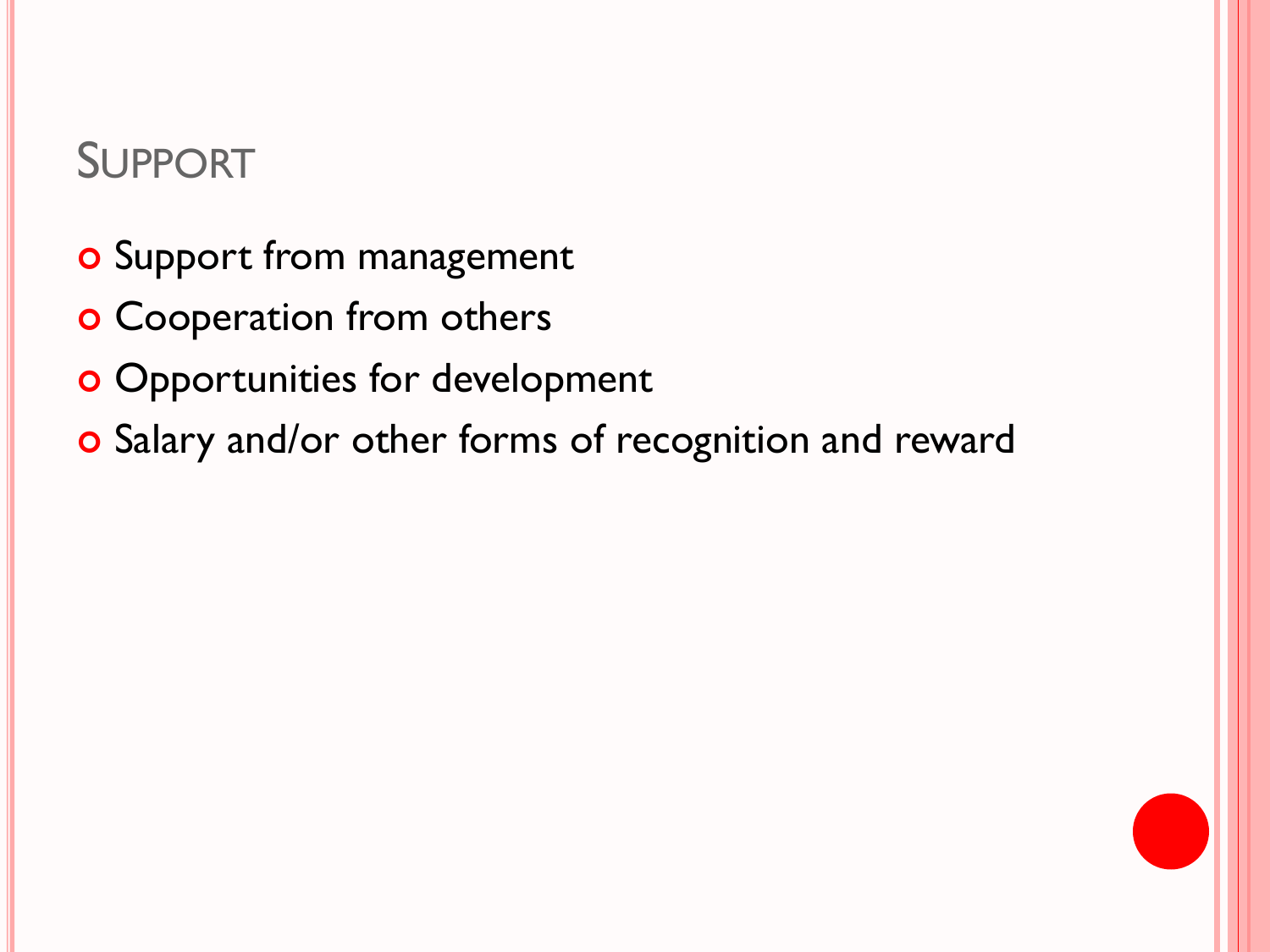## Support

- Support from management
- Cooperation from others
- Opportunities for development
- Salary and/or other forms of recognition and reward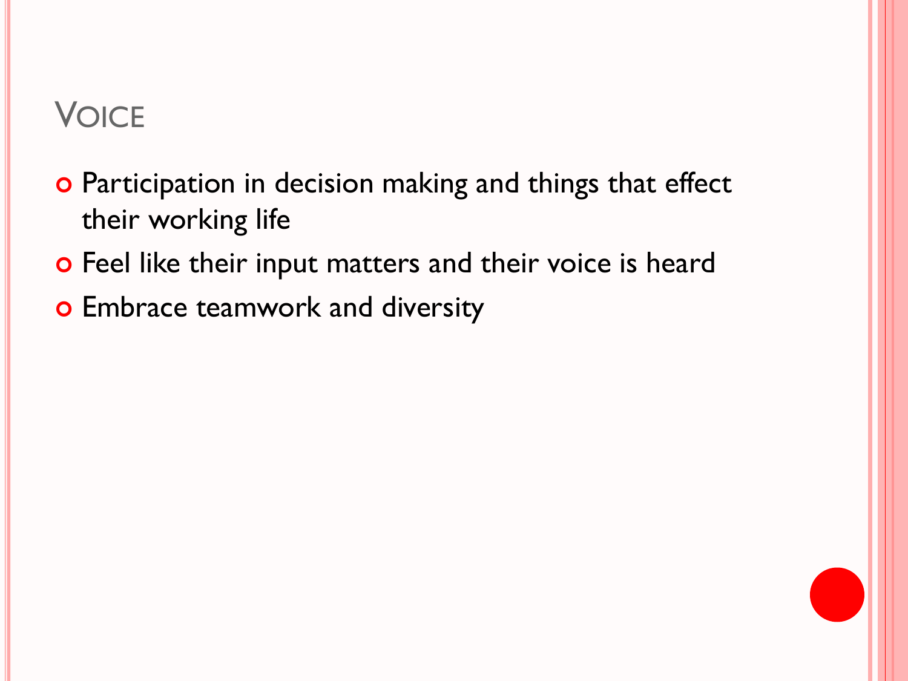# Voice

- Participation in decision making and things that effect their working life
- Feel like their input matters and their voice is heard
- Embrace teamwork and diversity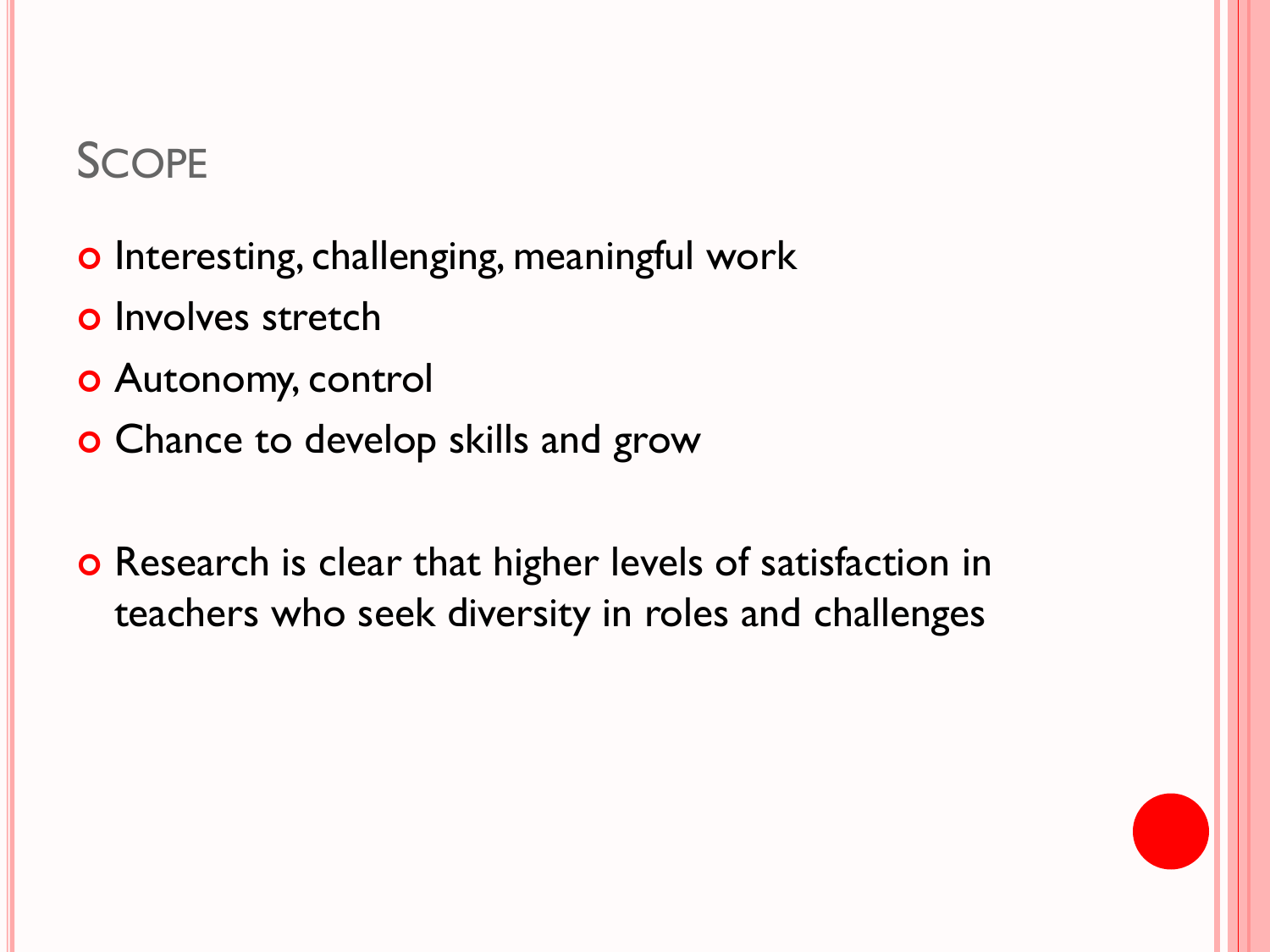## Scope

- Interesting, challenging, meaningful work
- Involves stretch
- Autonomy, control
- Chance to develop skills and grow

- Research is clear that higher levels of satisfaction in teachers who seek diversity in roles and challenges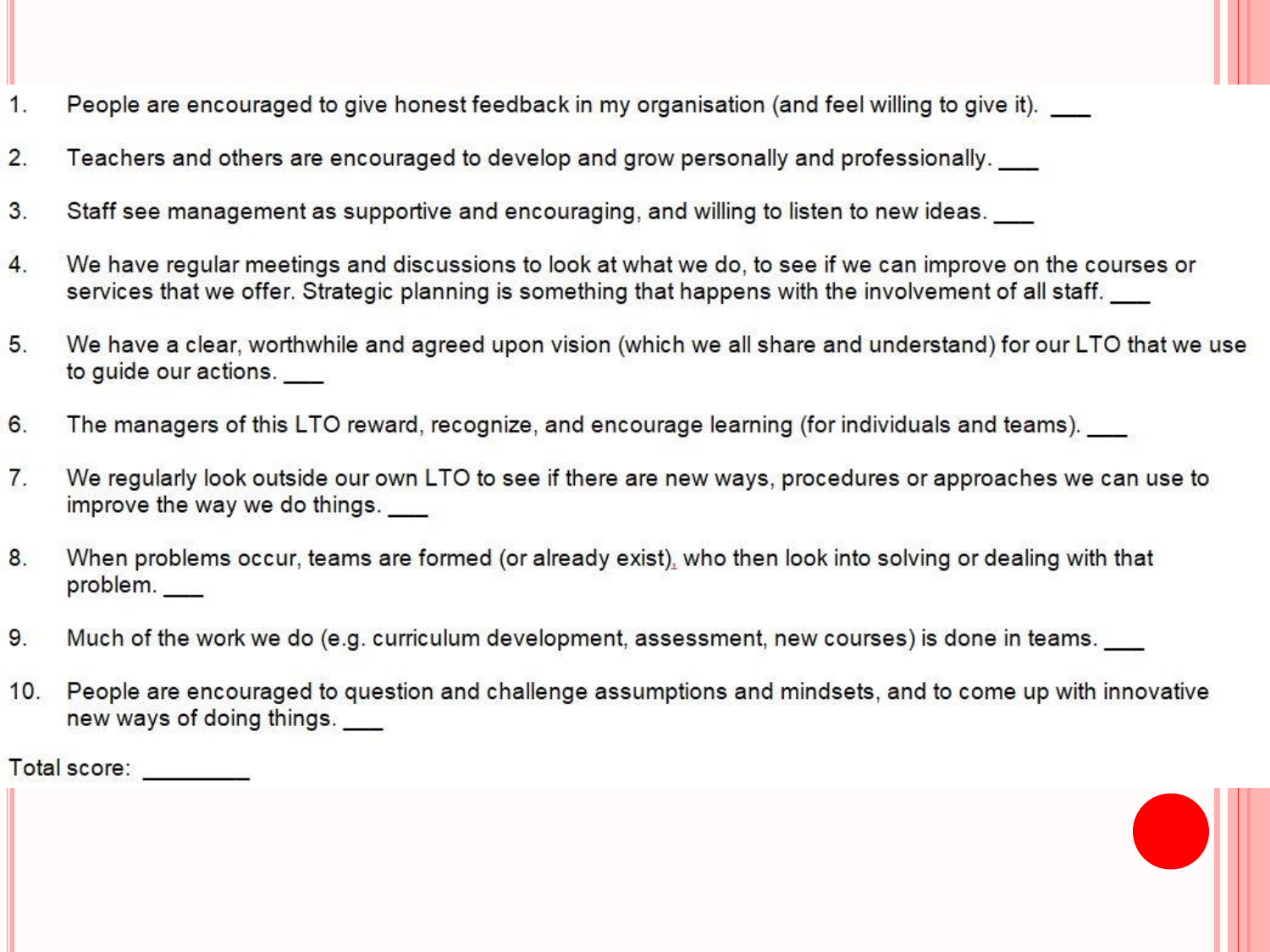1. People are encouraged to give honest feedback in my organisation (and feel willing to give it). ___

2. Teachers and others are encouraged to develop and grow personally and professionally. ___

3. Staff see management as supportive and encouraging, and willing to listen to new ideas. ___

4. We have regular meetings and discussions to look at what we do, to see if we can improve on the courses or services that we offer. Strategic planning is something that happens with the involvement of all staff. ___

5. We have a clear, worthwhile and agreed upon vision (which we all share and understand) for our LTO that we use to guide our actions. ___

6. The managers of this LTO reward, recognize, and encourage learning (for individuals and teams). ___

7. We regularly look outside our own LTO to see if there are new ways, procedures or approaches we can use to improve the way we do things. ___

8. When problems occur, teams are formed (or already exist), who then look into solving or dealing with that problem. ___

9. Much of the work we do (e.g. curriculum development, assessment, new courses) is done in teams. ___

10. People are encouraged to question and challenge assumptions and mindsets, and to come up with innovative new ways of doing things. ___

Total score: _________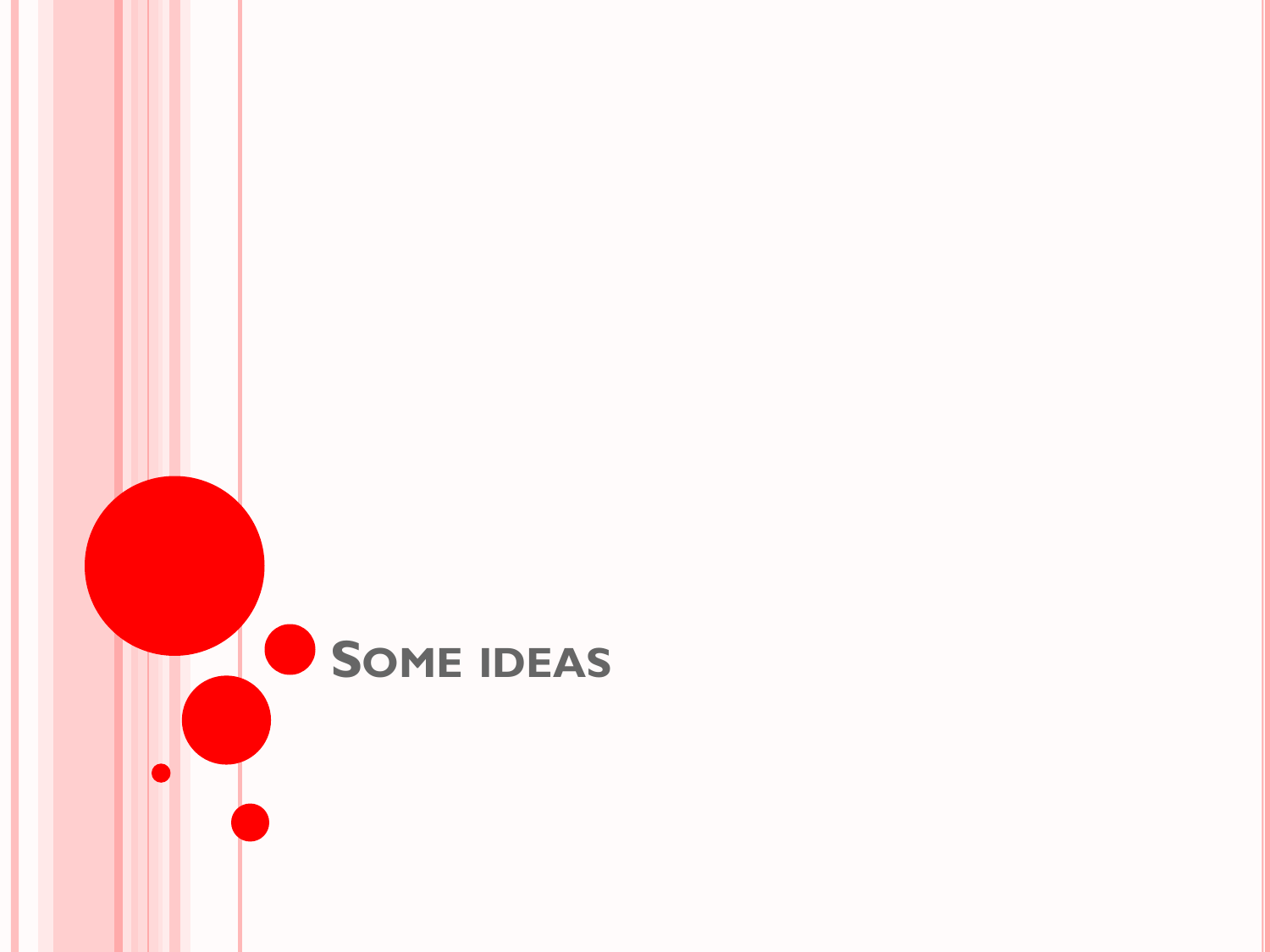# Some ideas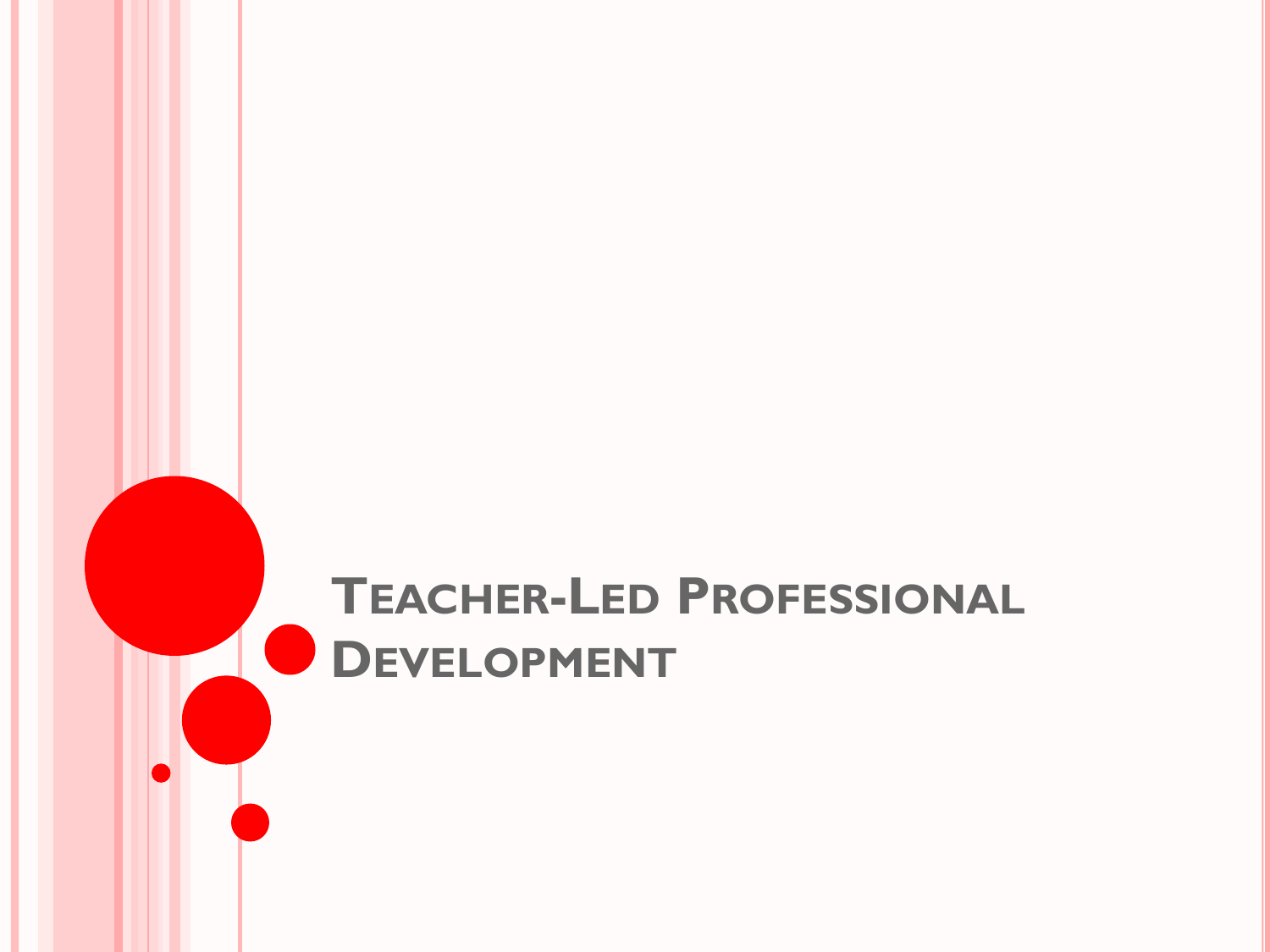# Teacher-Led Professional Development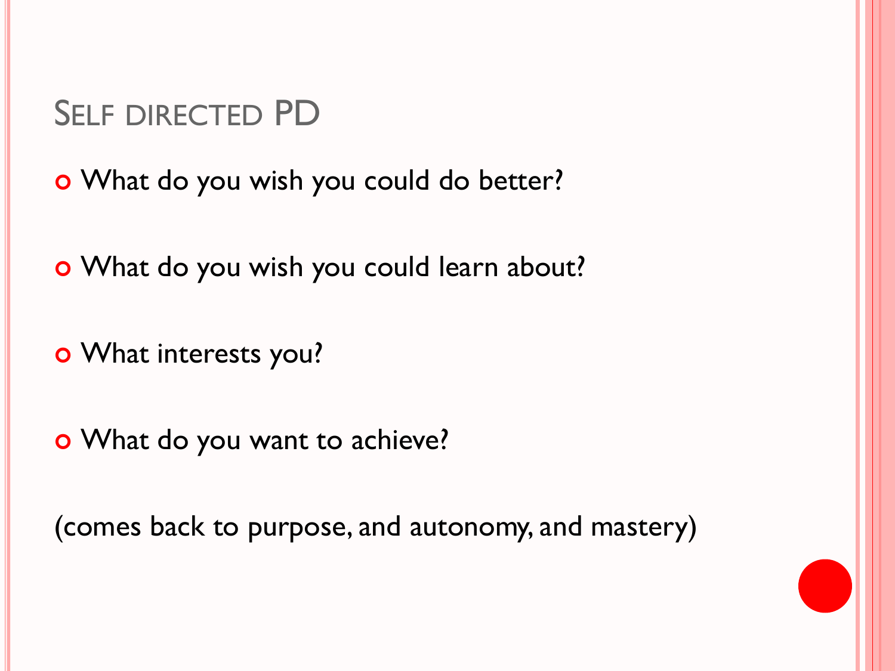# Self directed PD

- What do you wish you could do better?
- What do you wish you could learn about?
- What interests you?
- What do you want to achieve?

(comes back to purpose, and autonomy, and mastery)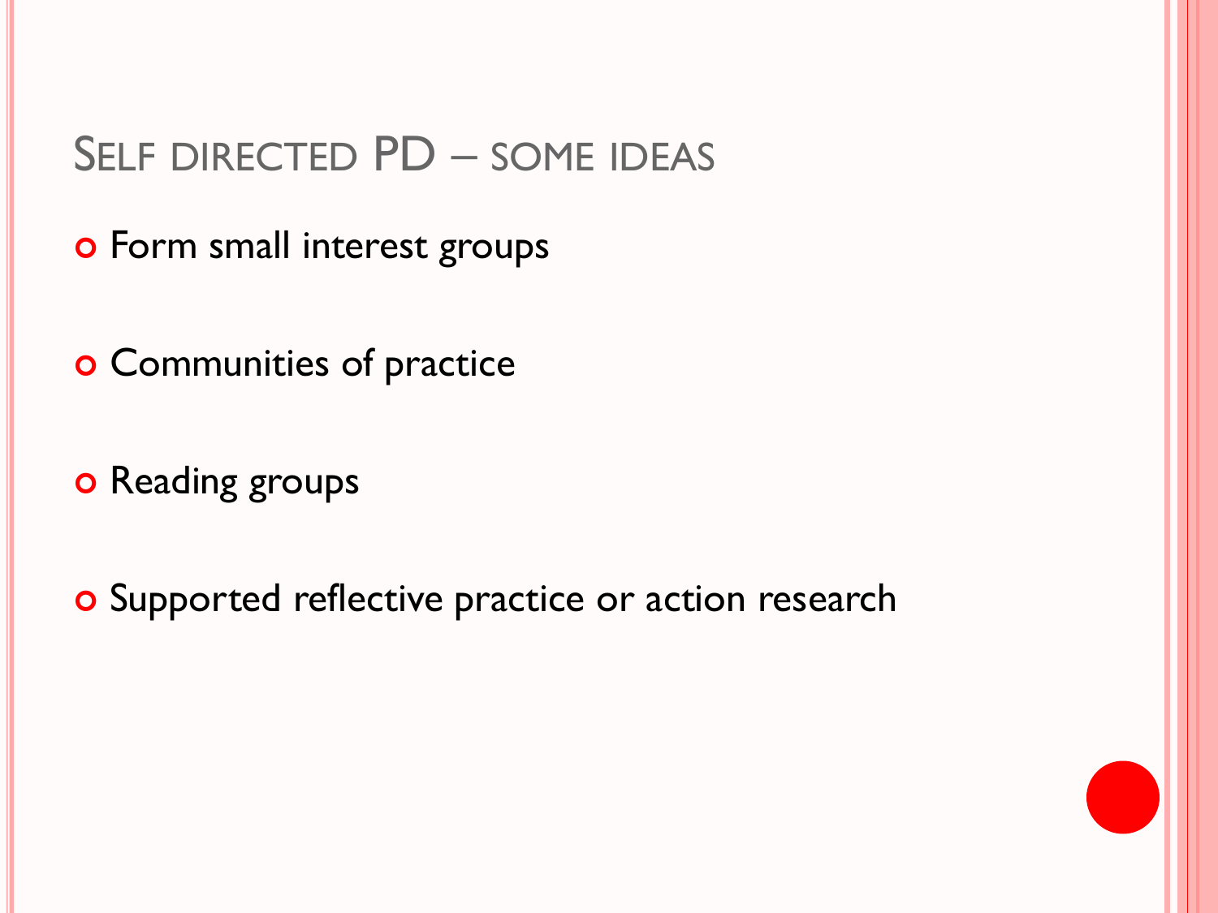## Self directed PD – some ideas

- Form small interest groups
- Communities of practice
- Reading groups
- Supported reflective practice or action research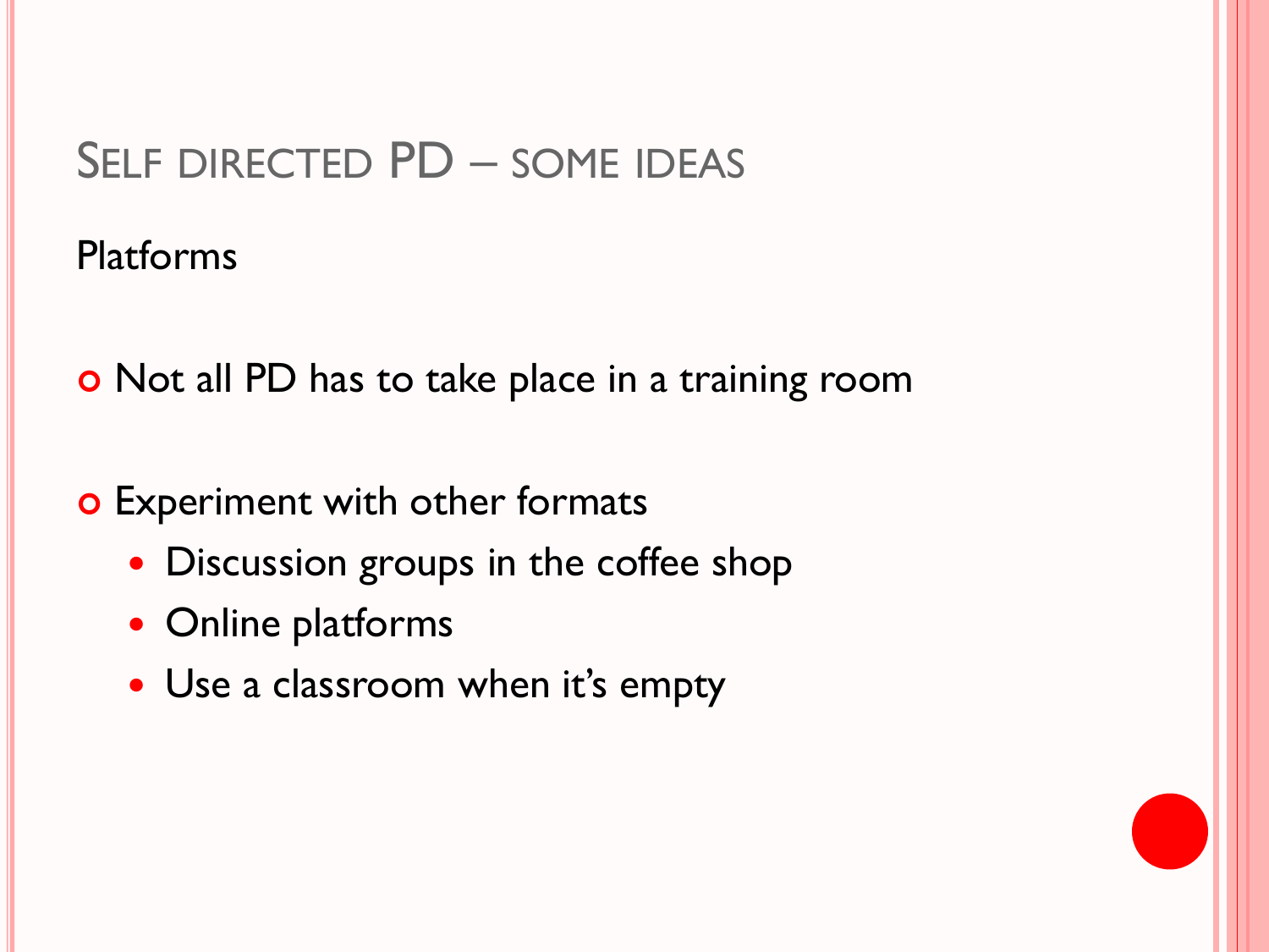# Self directed PD – some ideas

Platforms

- Not all PD has to take place in a training room
- Experiment with other formats
  - Discussion groups in the coffee shop
  - Online platforms
  - Use a classroom when it's empty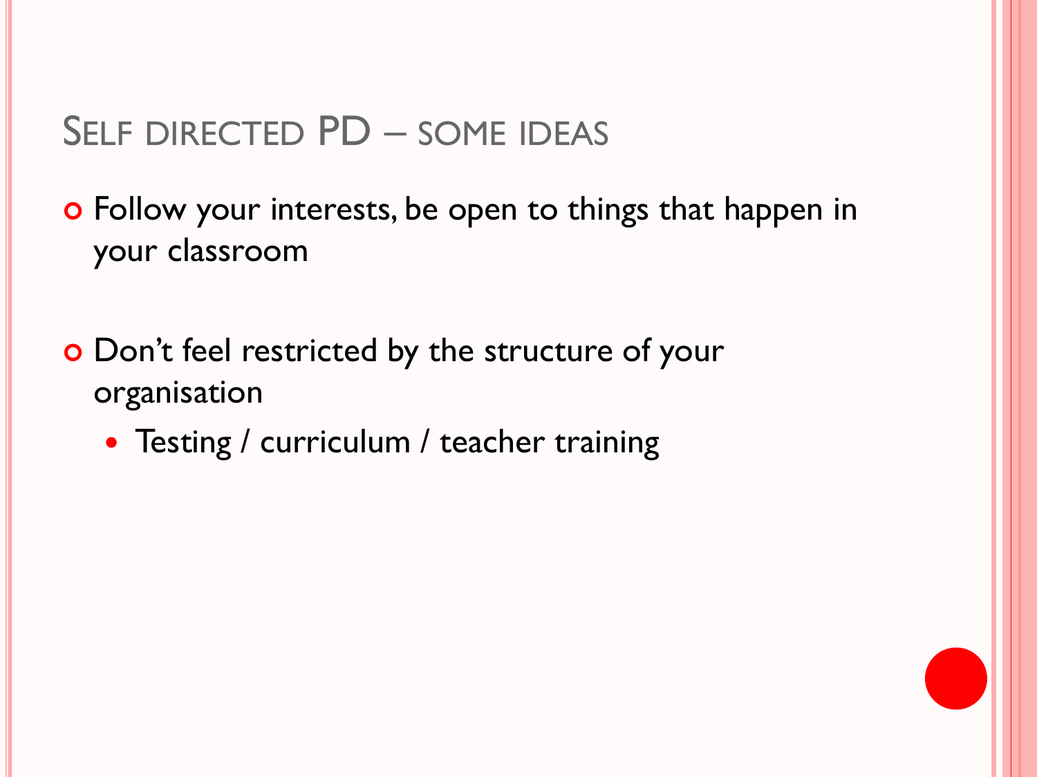## Self directed PD – some ideas

- Follow your interests, be open to things that happen in your classroom
- Don't feel restricted by the structure of your organisation
  - Testing / curriculum / teacher training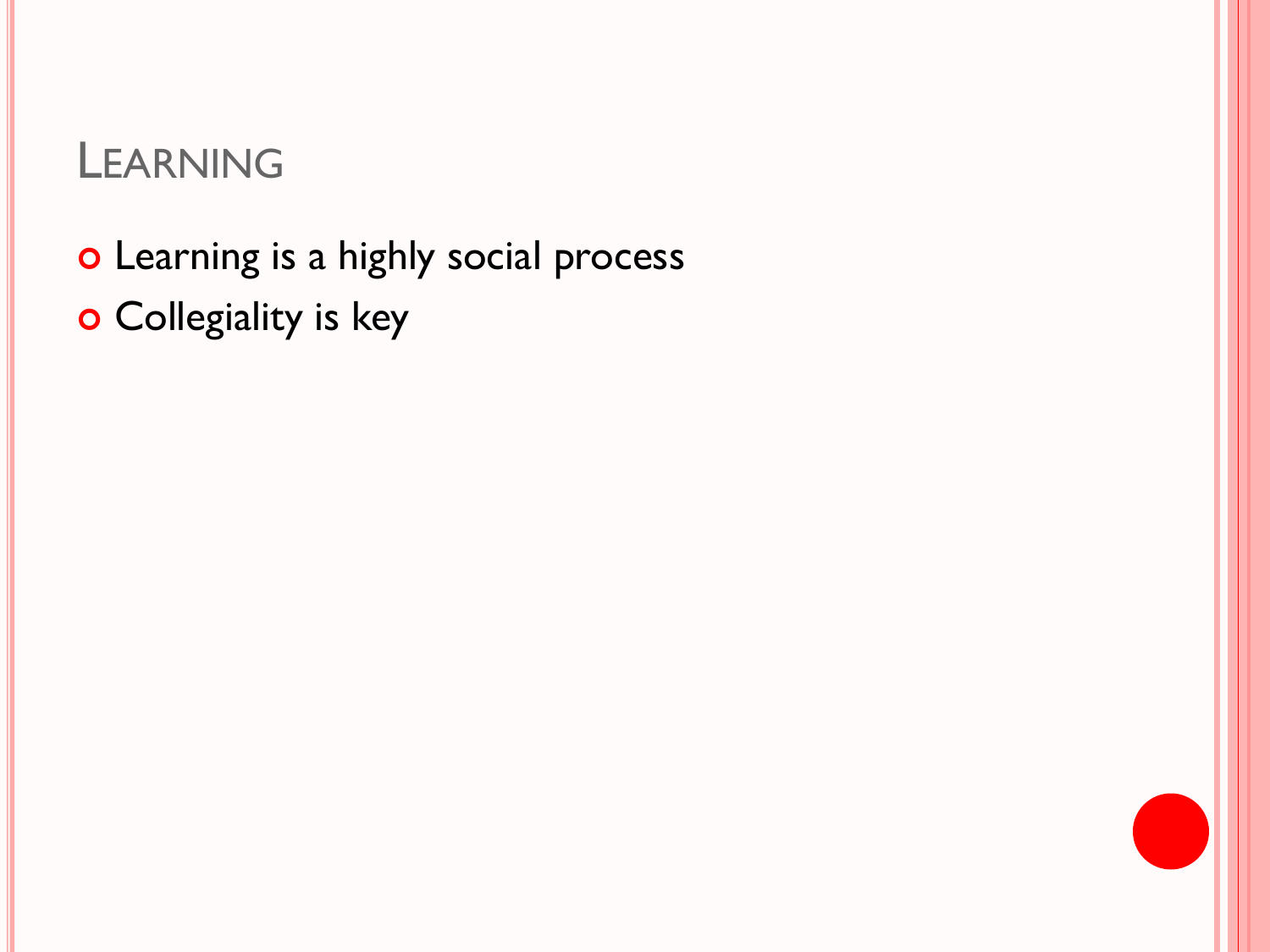# Learning

- Learning is a highly social process
- Collegiality is key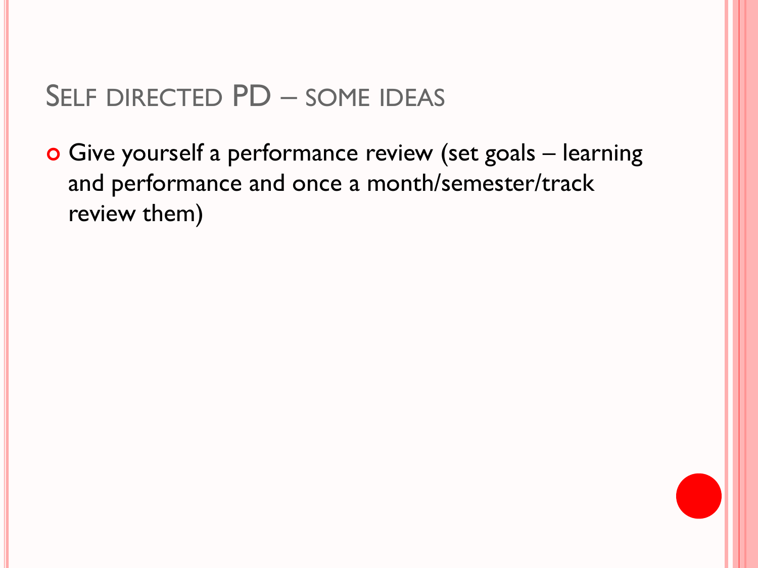# Self directed PD – some ideas

- Give yourself a performance review (set goals – learning and performance and once a month/semester/track review them)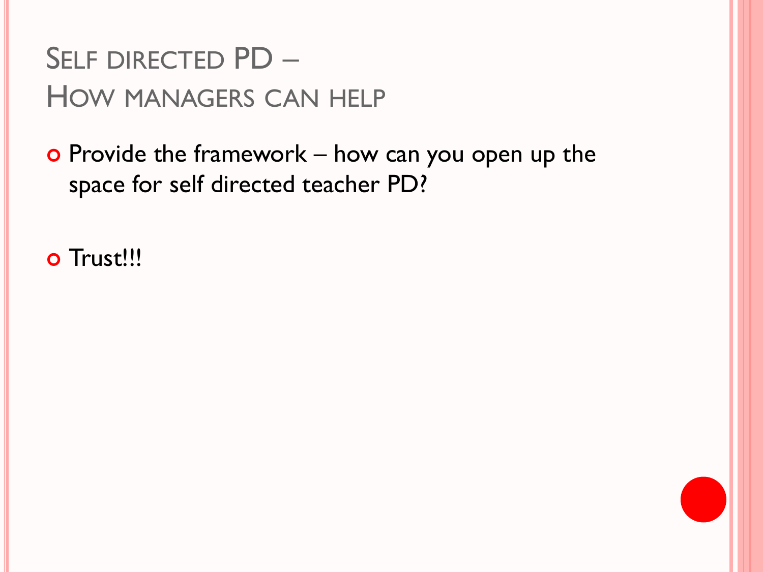# Self directed PD – How managers can help

- Provide the framework – how can you open up the space for self directed teacher PD?

- Trust!!!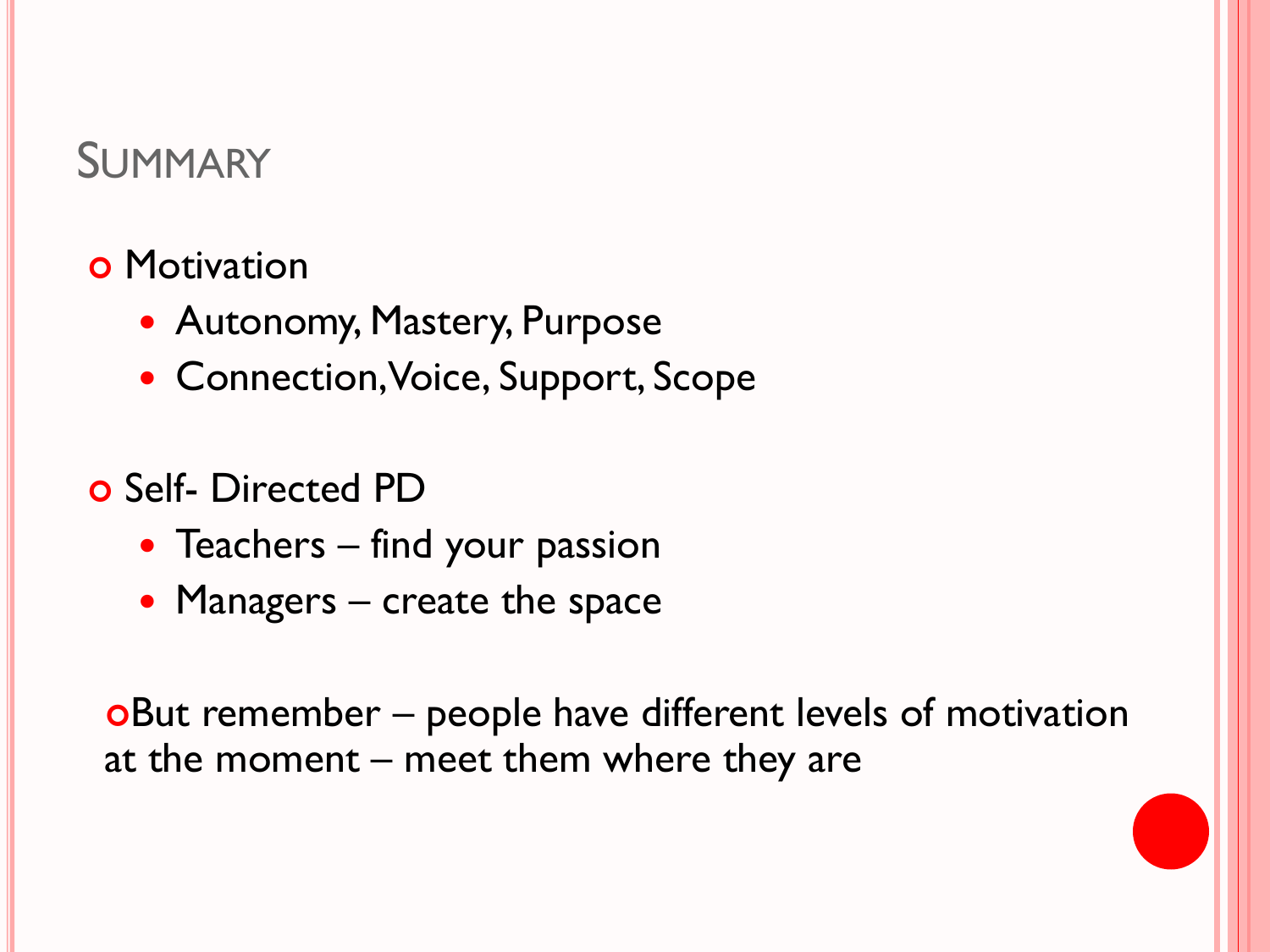## Summary

- Motivation
  - Autonomy, Mastery, Purpose
  - Connection, Voice, Support, Scope

- Self- Directed PD
  - Teachers – find your passion
  - Managers – create the space

- But remember – people have different levels of motivation at the moment – meet them where they are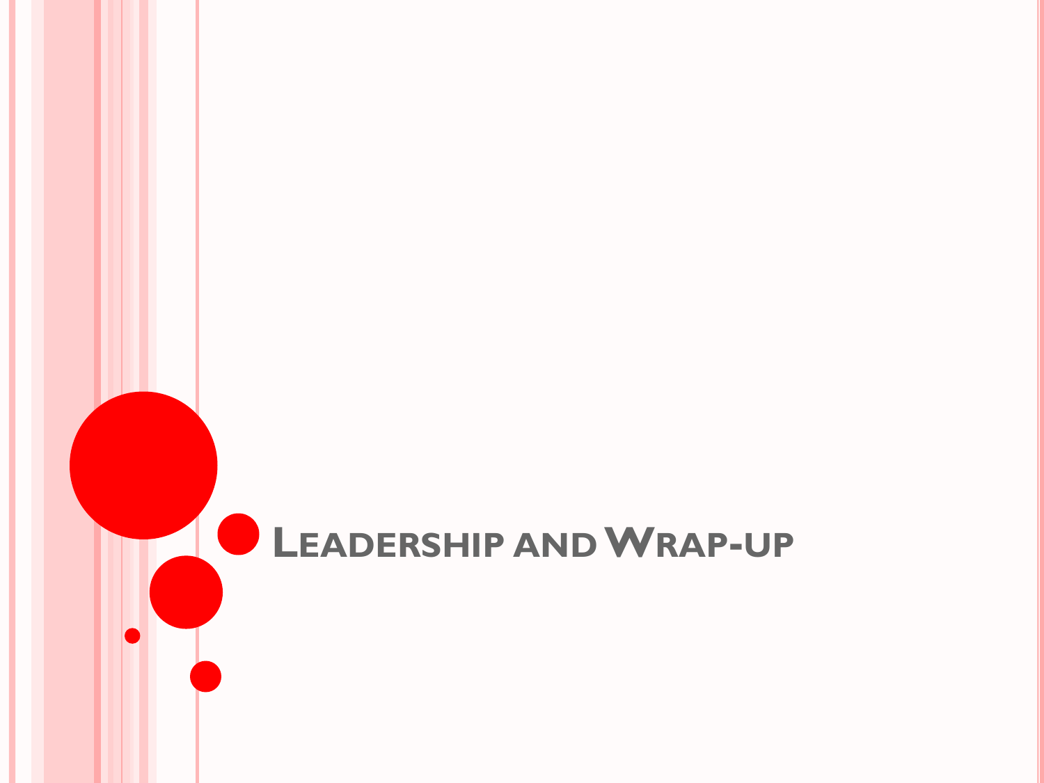# Leadership and Wrap-up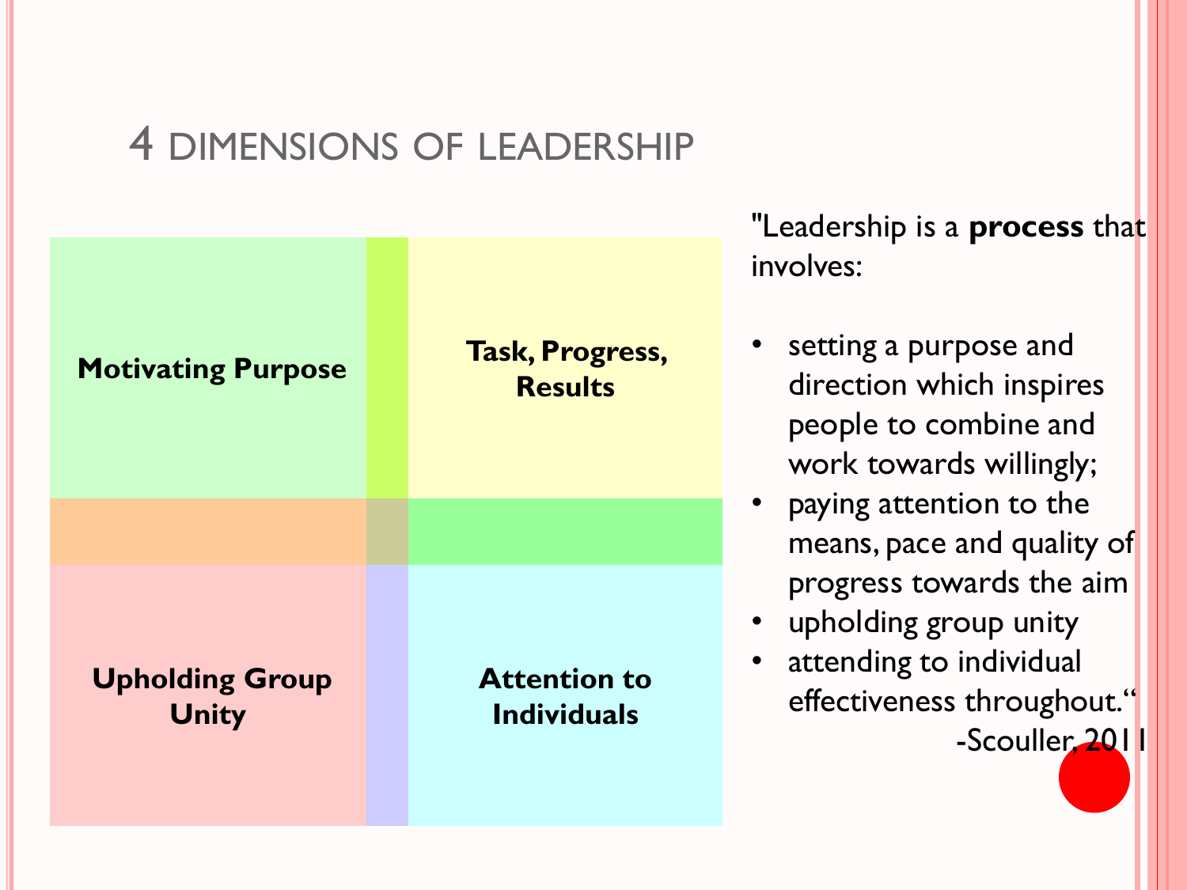# 4 DIMENSIONS OF LEADERSHIP

| | |
|---|---|
| **Motivating Purpose** | **Task, Progress, Results** |
| **Upholding Group Unity** | **Attention to Individuals** |

"Leadership is a **process** that involves:

- setting a purpose and direction which inspires people to combine and work towards willingly;
- paying attention to the means, pace and quality of progress towards the aim
- upholding group unity
- attending to individual effectiveness throughout."

-Scouller, 2011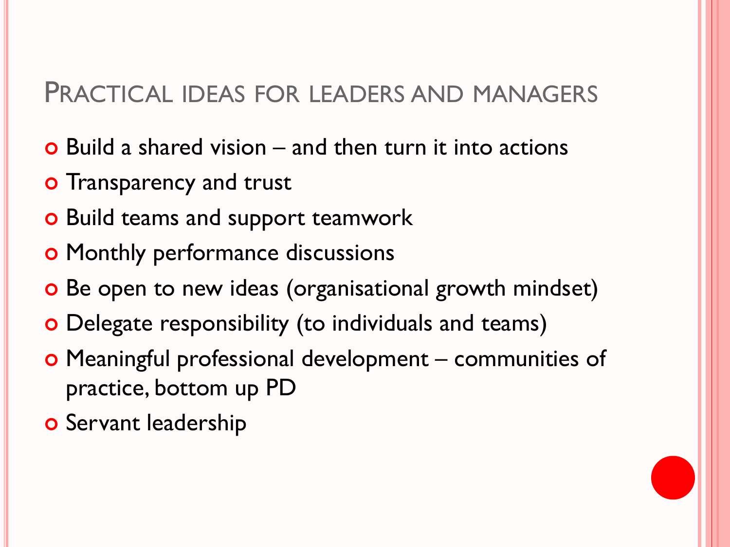# Practical ideas for leaders and managers

- Build a shared vision – and then turn it into actions
- Transparency and trust
- Build teams and support teamwork
- Monthly performance discussions
- Be open to new ideas (organisational growth mindset)
- Delegate responsibility (to individuals and teams)
- Meaningful professional development – communities of practice, bottom up PD
- Servant leadership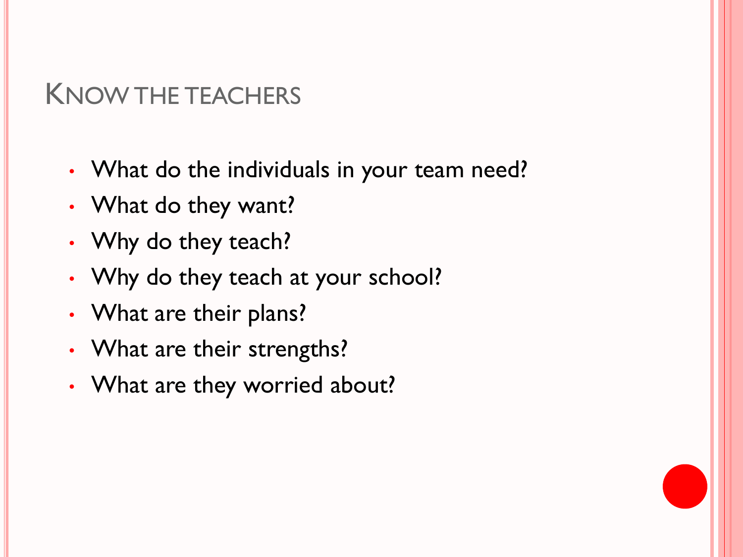# Know the teachers

- What do the individuals in your team need?
- What do they want?
- Why do they teach?
- Why do they teach at your school?
- What are their plans?
- What are their strengths?
- What are they worried about?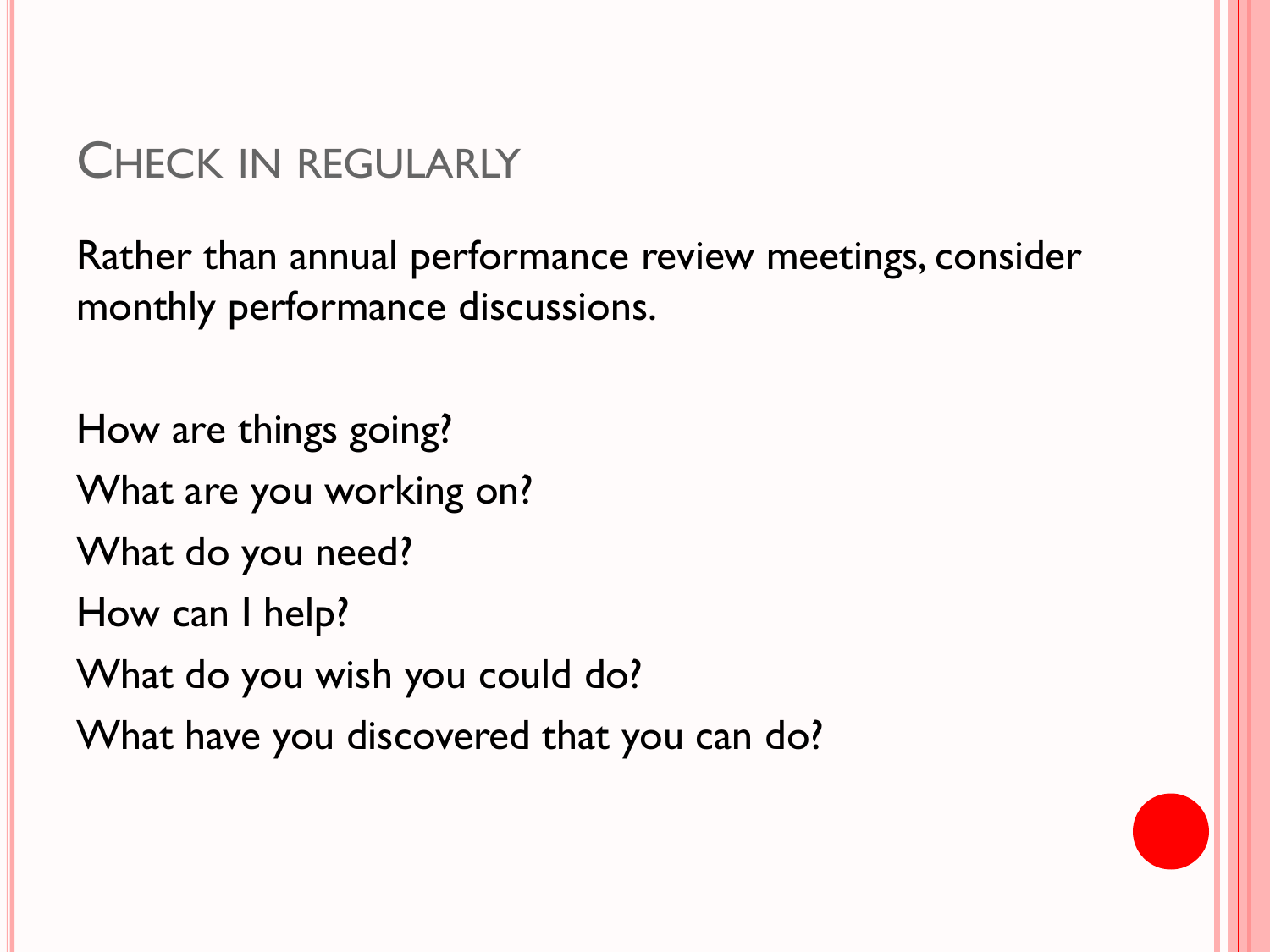# Check in regularly

Rather than annual performance review meetings, consider monthly performance discussions.

How are things going?

What are you working on?

What do you need?

How can I help?

What do you wish you could do?

What have you discovered that you can do?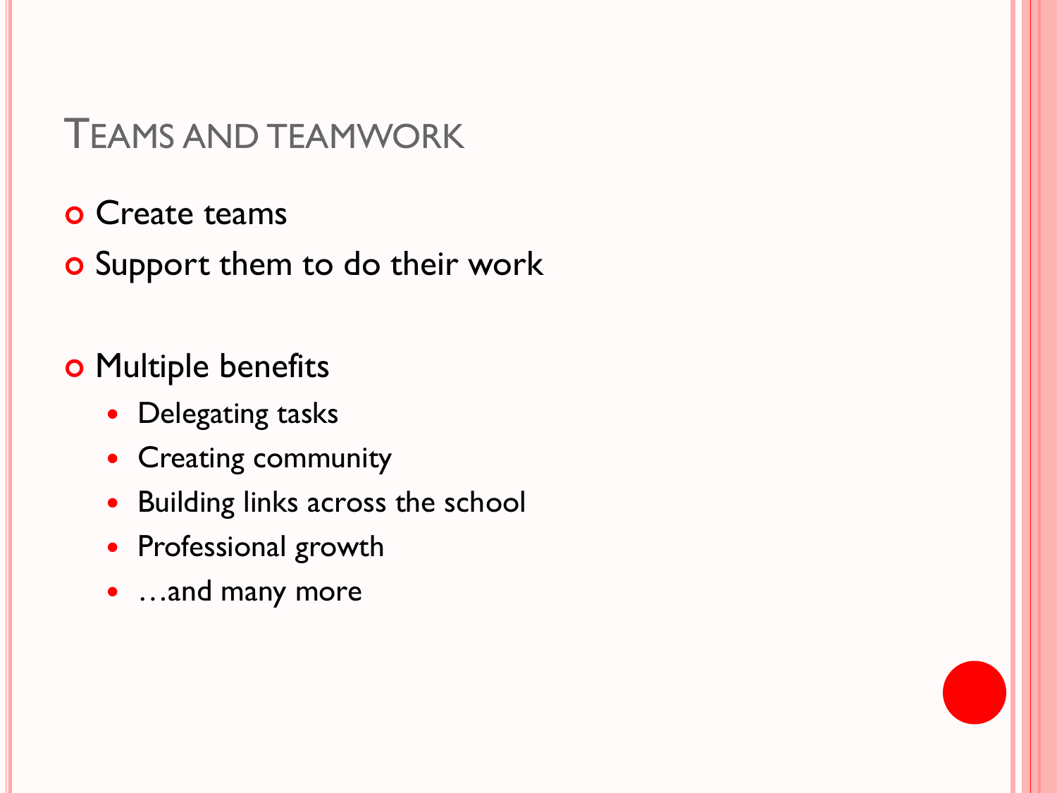# Teams and teamwork

- Create teams
- Support them to do their work

- Multiple benefits
  - Delegating tasks
  - Creating community
  - Building links across the school
  - Professional growth
  - …and many more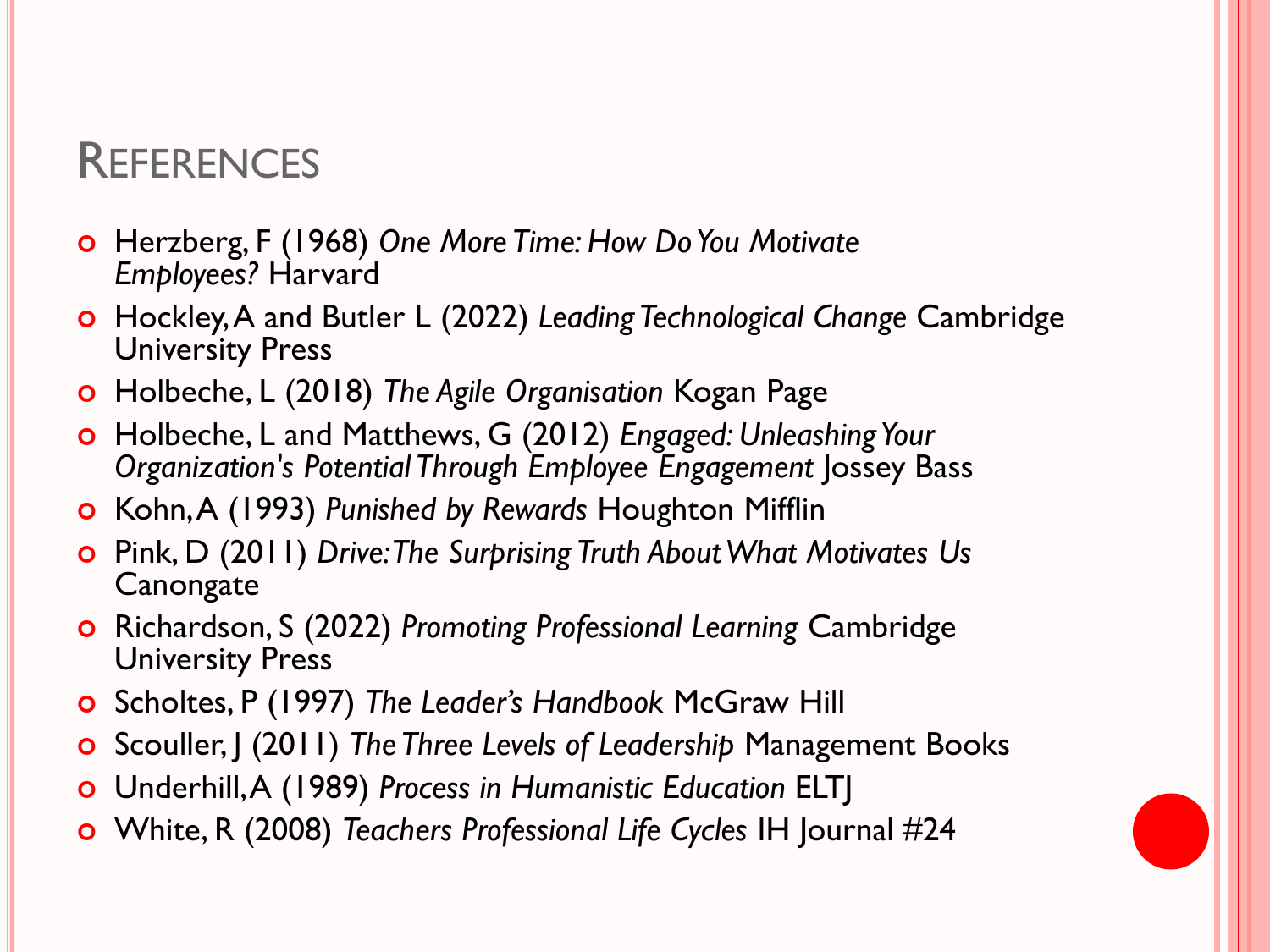# References

- Herzberg, F (1968) *One More Time: How Do You Motivate Employees?* Harvard
- Hockley, A and Butler L (2022) *Leading Technological Change* Cambridge University Press
- Holbeche, L (2018) *The Agile Organisation* Kogan Page
- Holbeche, L and Matthews, G (2012) *Engaged: Unleashing Your Organization's Potential Through Employee Engagement* Jossey Bass
- Kohn, A (1993) *Punished by Rewards* Houghton Mifflin
- Pink, D (2011) *Drive: The Surprising Truth About What Motivates Us* Canongate
- Richardson, S (2022) *Promoting Professional Learning* Cambridge University Press
- Scholtes, P (1997) *The Leader's Handbook* McGraw Hill
- Scouller, J (2011) *The Three Levels of Leadership* Management Books
- Underhill, A (1989) *Process in Humanistic Education* ELTJ
- White, R (2008) *Teachers Professional Life Cycles* IH Journal #24